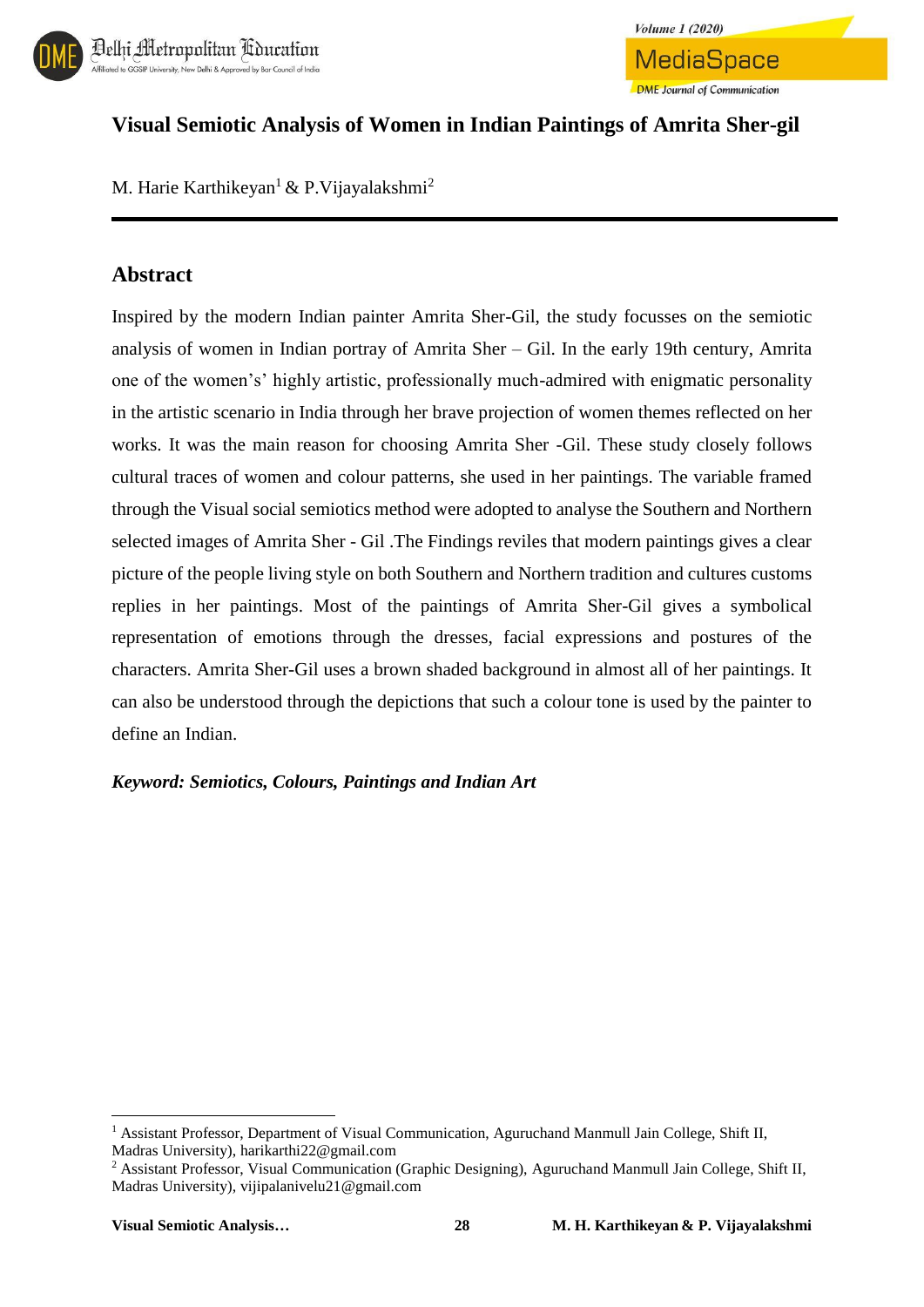# Visual Semiotic Analysis of Women in Indian Paintings of Amrita Sher-gil

M. Harie Karthikeyan[1] & P.Vijayalakshmi[2]

## Abstract

Inspired by the modern Indian painter Amrita Sher-Gil, the study focusses on the semiotic analysis of women in Indian portray of Amrita Sher – Gil. In the early 19th century, Amrita one of the women's' highly artistic, professionally much-admired with enigmatic personality in the artistic scenario in India through her brave projection of women themes reflected on her works. It was the main reason for choosing Amrita Sher -Gil. These study closely follows cultural traces of women and colour patterns, she used in her paintings. The variable framed through the Visual social semiotics method were adopted to analyse the Southern and Northern selected images of Amrita Sher - Gil .The Findings reviles that modern paintings gives a clear picture of the people living style on both Southern and Northern tradition and cultures customs replies in her paintings. Most of the paintings of Amrita Sher-Gil gives a symbolical representation of emotions through the dresses, facial expressions and postures of the characters. Amrita Sher-Gil uses a brown shaded background in almost all of her paintings. It can also be understood through the depictions that such a colour tone is used by the painter to define an Indian.

***Keyword: Semiotics, Colours, Paintings and Indian Art***

---

[1] Assistant Professor, Department of Visual Communication, Aguruchand Manmull Jain College, Shift II, Madras University), harikarthi22@gmail.com

[2] Assistant Professor, Visual Communication (Graphic Designing), Aguruchand Manmull Jain College, Shift II, Madras University), vijipalanivelu21@gmail.com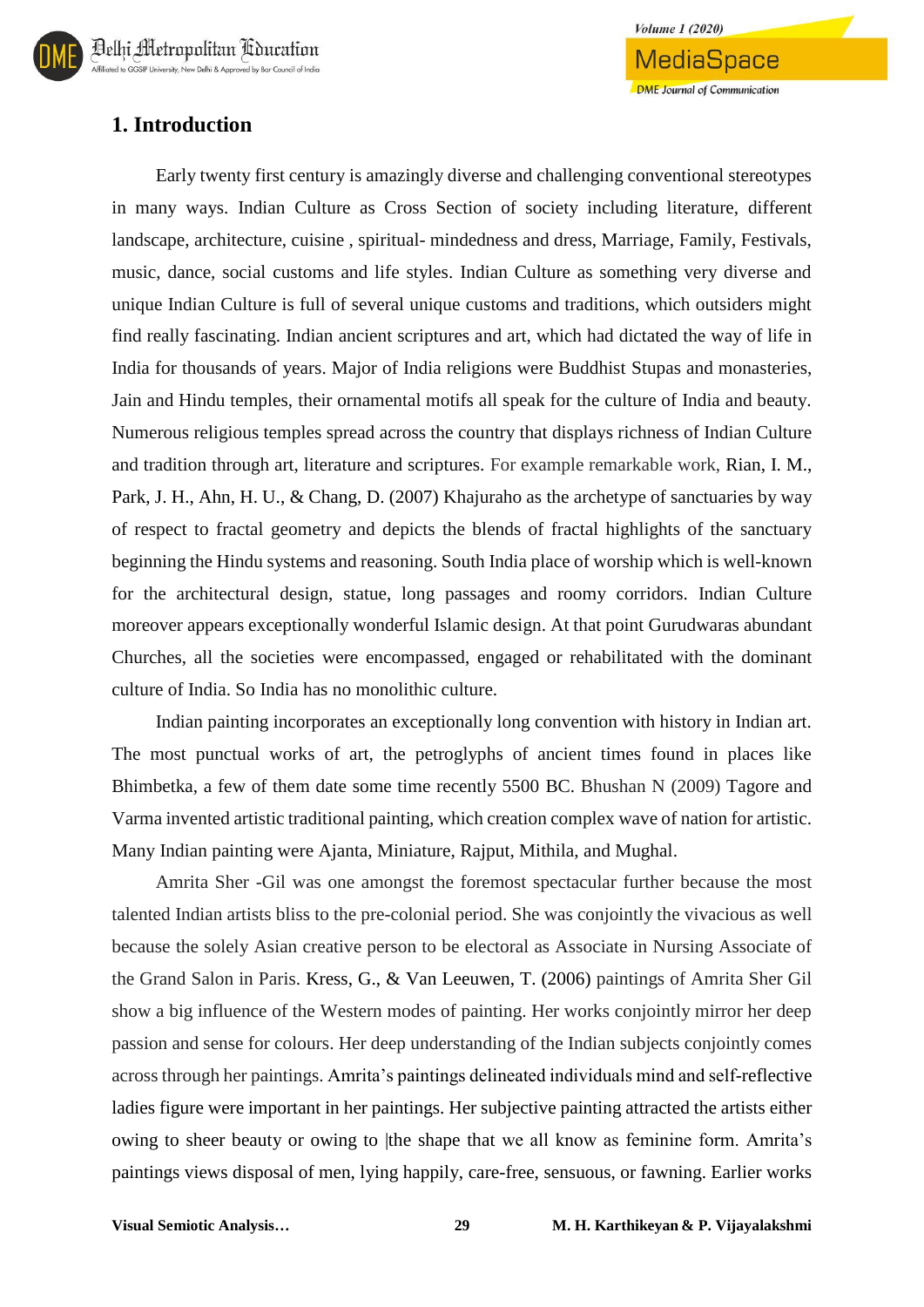## 1. Introduction

Early twenty first century is amazingly diverse and challenging conventional stereotypes in many ways. Indian Culture as Cross Section of society including literature, different landscape, architecture, cuisine , spiritual- mindedness and dress, Marriage, Family, Festivals, music, dance, social customs and life styles. Indian Culture as something very diverse and unique Indian Culture is full of several unique customs and traditions, which outsiders might find really fascinating. Indian ancient scriptures and art, which had dictated the way of life in India for thousands of years. Major of India religions were Buddhist Stupas and monasteries, Jain and Hindu temples, their ornamental motifs all speak for the culture of India and beauty. Numerous religious temples spread across the country that displays richness of Indian Culture and tradition through art, literature and scriptures. For example remarkable work, Rian, I. M., Park, J. H., Ahn, H. U., & Chang, D. (2007) Khajuraho as the archetype of sanctuaries by way of respect to fractal geometry and depicts the blends of fractal highlights of the sanctuary beginning the Hindu systems and reasoning. South India place of worship which is well-known for the architectural design, statue, long passages and roomy corridors. Indian Culture moreover appears exceptionally wonderful Islamic design. At that point Gurudwaras abundant Churches, all the societies were encompassed, engaged or rehabilitated with the dominant culture of India. So India has no monolithic culture.

Indian painting incorporates an exceptionally long convention with history in Indian art. The most punctual works of art, the petroglyphs of ancient times found in places like Bhimbetka, a few of them date some time recently 5500 BC. Bhushan N (2009) Tagore and Varma invented artistic traditional painting, which creation complex wave of nation for artistic. Many Indian painting were Ajanta, Miniature, Rajput, Mithila, and Mughal.

Amrita Sher -Gil was one amongst the foremost spectacular further because the most talented Indian artists bliss to the pre-colonial period. She was conjointly the vivacious as well because the solely Asian creative person to be electoral as Associate in Nursing Associate of the Grand Salon in Paris. Kress, G., & Van Leeuwen, T. (2006) paintings of Amrita Sher Gil show a big influence of the Western modes of painting. Her works conjointly mirror her deep passion and sense for colours. Her deep understanding of the Indian subjects conjointly comes across through her paintings. Amrita's paintings delineated individuals mind and self-reflective ladies figure were important in her paintings. Her subjective painting attracted the artists either owing to sheer beauty or owing to |the shape that we all know as feminine form. Amrita's paintings views disposal of men, lying happily, care-free, sensuous, or fawning. Earlier works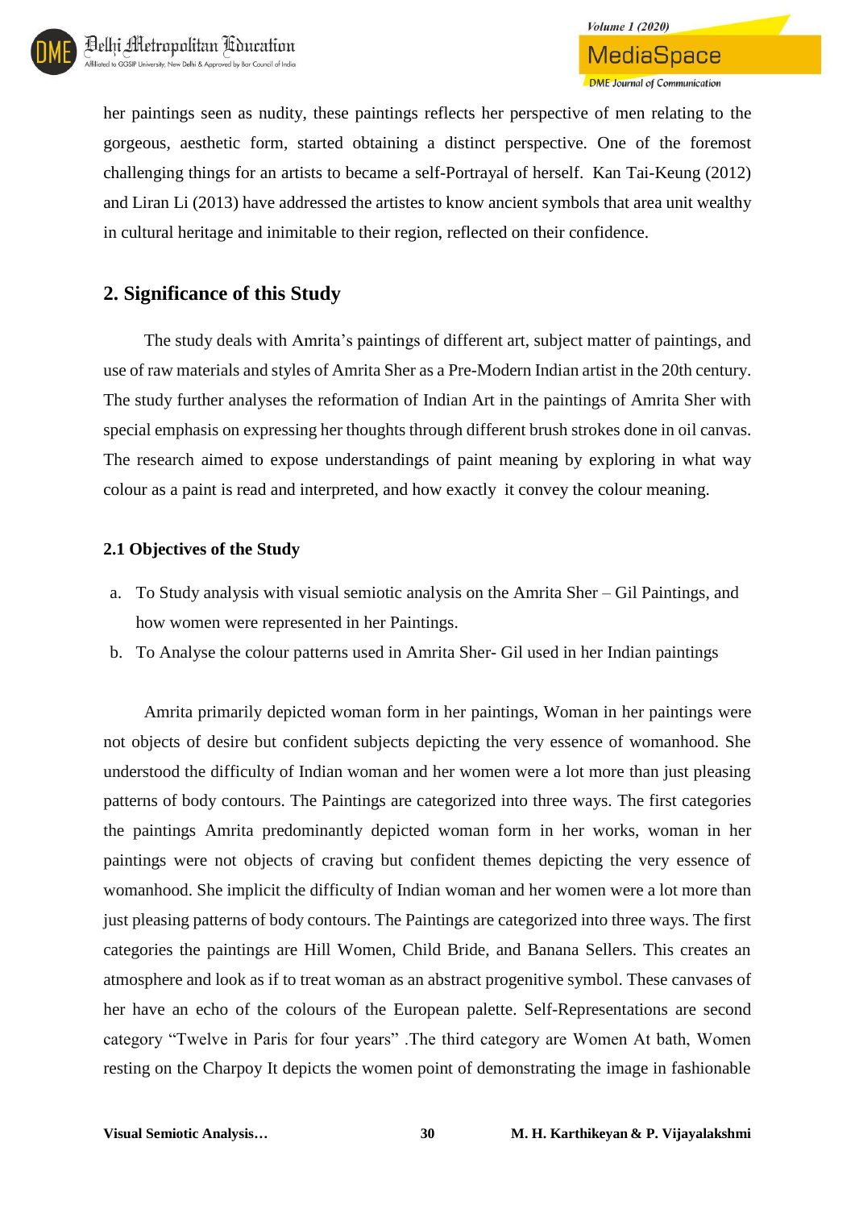her paintings seen as nudity, these paintings reflects her perspective of men relating to the gorgeous, aesthetic form, started obtaining a distinct perspective. One of the foremost challenging things for an artists to became a self-Portrayal of herself. Kan Tai-Keung (2012) and Liran Li (2013) have addressed the artistes to know ancient symbols that area unit wealthy in cultural heritage and inimitable to their region, reflected on their confidence.

## 2. Significance of this Study

The study deals with Amrita's paintings of different art, subject matter of paintings, and use of raw materials and styles of Amrita Sher as a Pre-Modern Indian artist in the 20th century. The study further analyses the reformation of Indian Art in the paintings of Amrita Sher with special emphasis on expressing her thoughts through different brush strokes done in oil canvas. The research aimed to expose understandings of paint meaning by exploring in what way colour as a paint is read and interpreted, and how exactly it convey the colour meaning.

### 2.1 Objectives of the Study

a. To Study analysis with visual semiotic analysis on the Amrita Sher – Gil Paintings, and how women were represented in her Paintings.
b. To Analyse the colour patterns used in Amrita Sher- Gil used in her Indian paintings

Amrita primarily depicted woman form in her paintings, Woman in her paintings were not objects of desire but confident subjects depicting the very essence of womanhood. She understood the difficulty of Indian woman and her women were a lot more than just pleasing patterns of body contours. The Paintings are categorized into three ways. The first categories the paintings Amrita predominantly depicted woman form in her works, woman in her paintings were not objects of craving but confident themes depicting the very essence of womanhood. She implicit the difficulty of Indian woman and her women were a lot more than just pleasing patterns of body contours. The Paintings are categorized into three ways. The first categories the paintings are Hill Women, Child Bride, and Banana Sellers. This creates an atmosphere and look as if to treat woman as an abstract progenitive symbol. These canvases of her have an echo of the colours of the European palette. Self-Representations are second category "Twelve in Paris for four years" .The third category are Women At bath, Women resting on the Charpoy It depicts the women point of demonstrating the image in fashionable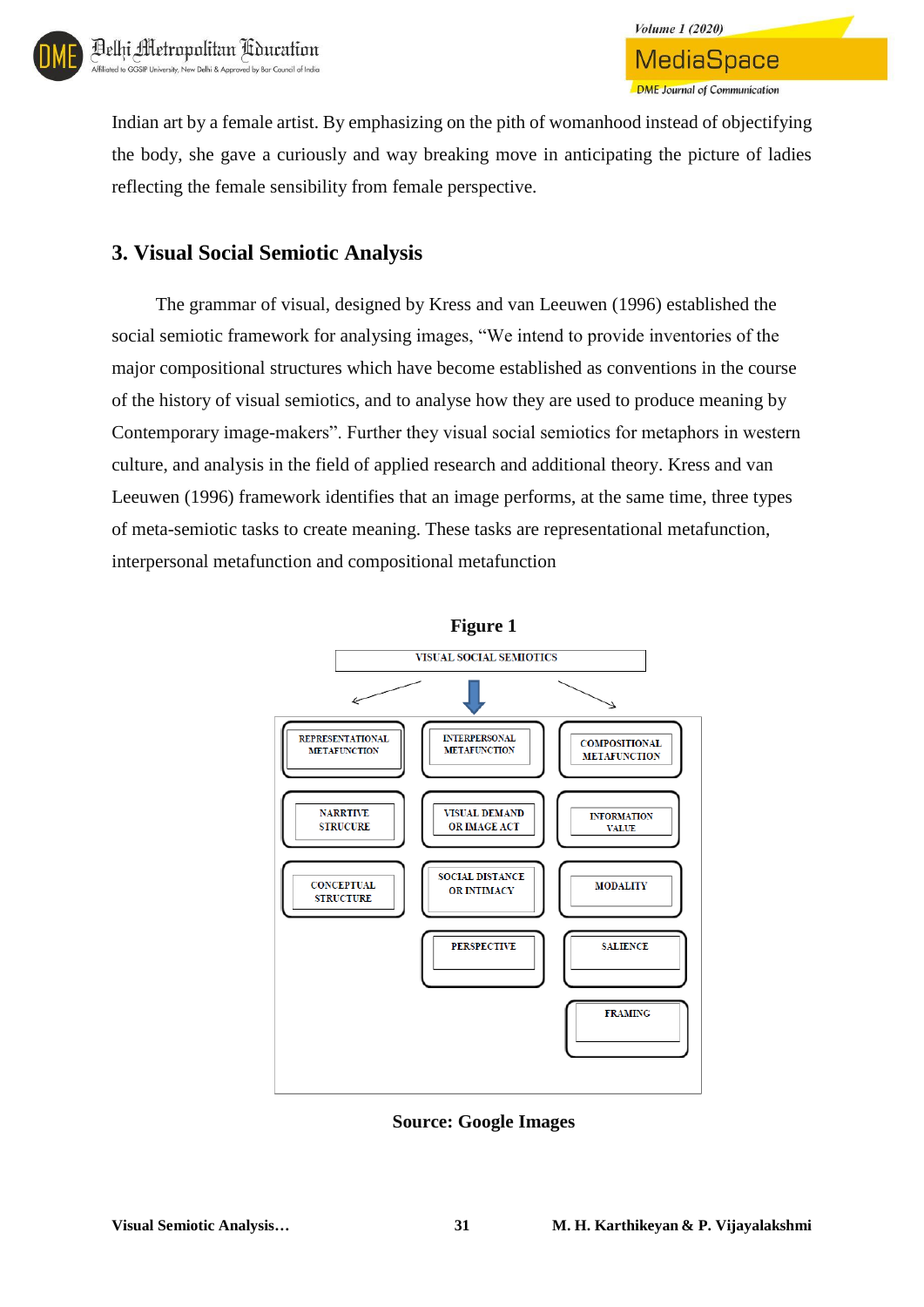Indian art by a female artist. By emphasizing on the pith of womanhood instead of objectifying the body, she gave a curiously and way breaking move in anticipating the picture of ladies reflecting the female sensibility from female perspective.

## 3. Visual Social Semiotic Analysis

The grammar of visual, designed by Kress and van Leeuwen (1996) established the social semiotic framework for analysing images, "We intend to provide inventories of the major compositional structures which have become established as conventions in the course of the history of visual semiotics, and to analyse how they are used to produce meaning by Contemporary image-makers". Further they visual social semiotics for metaphors in western culture, and analysis in the field of applied research and additional theory. Kress and van Leeuwen (1996) framework identifies that an image performs, at the same time, three types of meta-semiotic tasks to create meaning. These tasks are representational metafunction, interpersonal metafunction and compositional metafunction

**Figure 1**

VISUAL SOCIAL SEMIOTICS

| REPRESENTATIONAL METAFUNCTION | INTERPERSONAL METAFUNCTION | COMPOSITIONAL METAFUNCTION |
|---|---|---|
| NARRTIVE STRUCURE | VISUAL DEMAND OR IMAGE ACT | INFORMATION VALUE |
| CONCEPTUAL STRUCTURE | SOCIAL DISTANCE OR INTIMACY | MODALITY |
| | PERSPECTIVE | SALIENCE |
| | | FRAMING |

**Source: Google Images**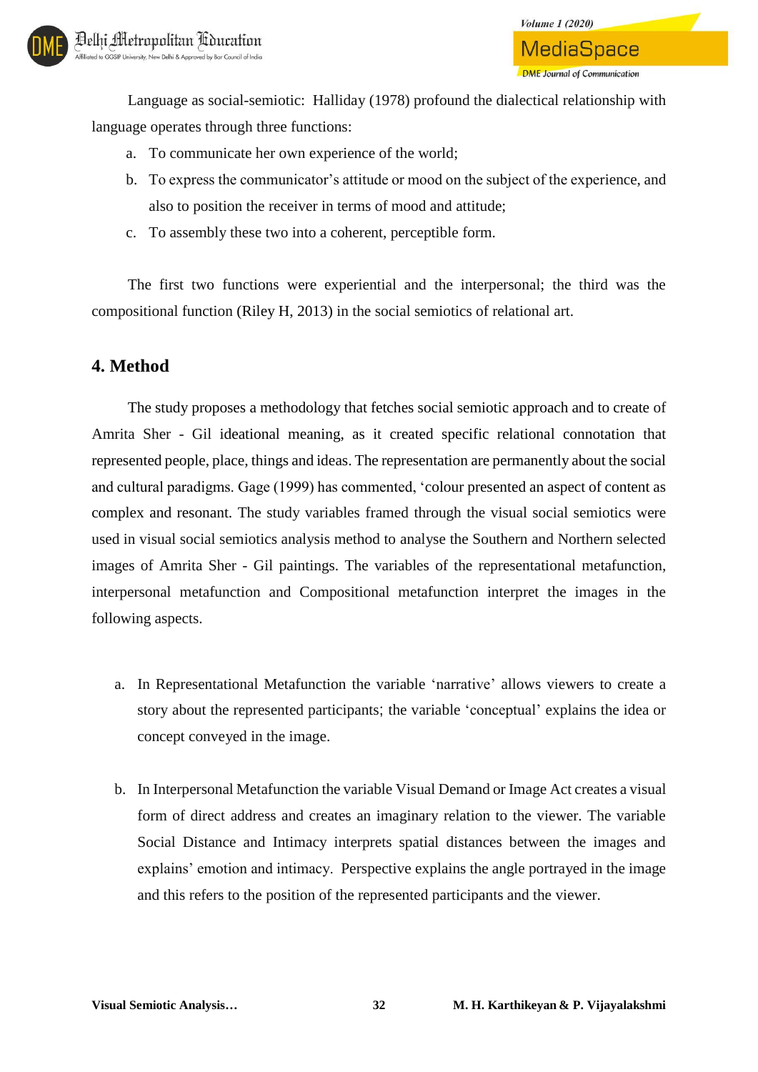Language as social-semiotic: Halliday (1978) profound the dialectical relationship with language operates through three functions:

a. To communicate her own experience of the world;
b. To express the communicator's attitude or mood on the subject of the experience, and also to position the receiver in terms of mood and attitude;
c. To assembly these two into a coherent, perceptible form.

The first two functions were experiential and the interpersonal; the third was the compositional function (Riley H, 2013) in the social semiotics of relational art.

## 4. Method

The study proposes a methodology that fetches social semiotic approach and to create of Amrita Sher - Gil ideational meaning, as it created specific relational connotation that represented people, place, things and ideas. The representation are permanently about the social and cultural paradigms. Gage (1999) has commented, 'colour presented an aspect of content as complex and resonant. The study variables framed through the visual social semiotics were used in visual social semiotics analysis method to analyse the Southern and Northern selected images of Amrita Sher - Gil paintings. The variables of the representational metafunction, interpersonal metafunction and Compositional metafunction interpret the images in the following aspects.

a. In Representational Metafunction the variable 'narrative' allows viewers to create a story about the represented participants; the variable 'conceptual' explains the idea or concept conveyed in the image.

b. In Interpersonal Metafunction the variable Visual Demand or Image Act creates a visual form of direct address and creates an imaginary relation to the viewer. The variable Social Distance and Intimacy interprets spatial distances between the images and explains' emotion and intimacy. Perspective explains the angle portrayed in the image and this refers to the position of the represented participants and the viewer.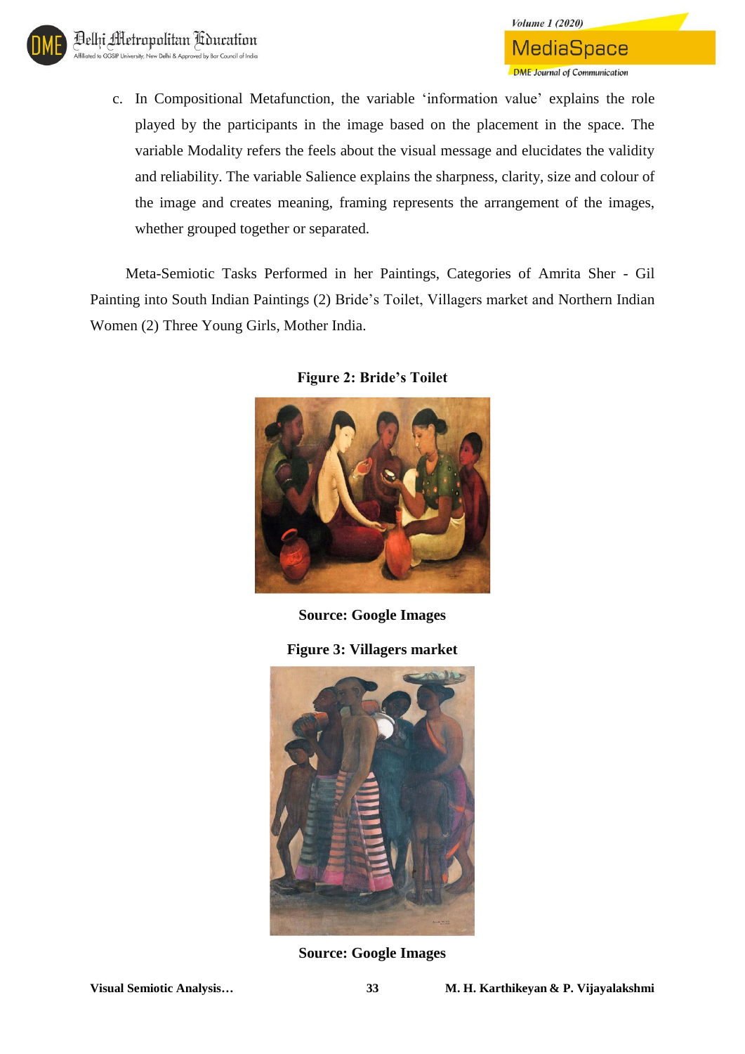c. In Compositional Metafunction, the variable 'information value' explains the role played by the participants in the image based on the placement in the space. The variable Modality refers the feels about the visual message and elucidates the validity and reliability. The variable Salience explains the sharpness, clarity, size and colour of the image and creates meaning, framing represents the arrangement of the images, whether grouped together or separated.

Meta-Semiotic Tasks Performed in her Paintings, Categories of Amrita Sher - Gil Painting into South Indian Paintings (2) Bride's Toilet, Villagers market and Northern Indian Women (2) Three Young Girls, Mother India.

**Figure 2: Bride's Toilet**

**Source: Google Images**

**Figure 3: Villagers market**

**Source: Google Images**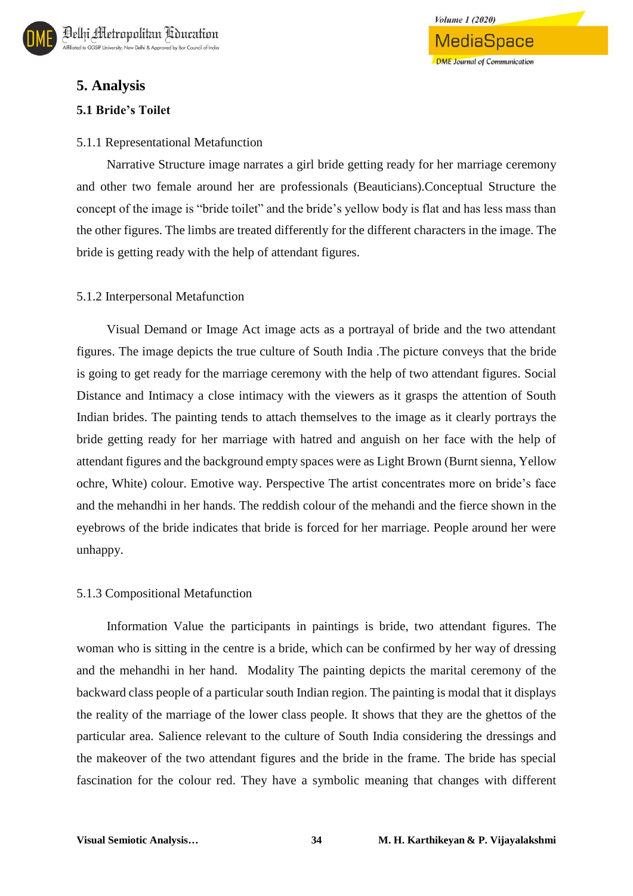## 5. Analysis

### 5.1 Bride's Toilet

5.1.1 Representational Metafunction

Narrative Structure image narrates a girl bride getting ready for her marriage ceremony and other two female around her are professionals (Beauticians).Conceptual Structure the concept of the image is "bride toilet" and the bride's yellow body is flat and has less mass than the other figures. The limbs are treated differently for the different characters in the image. The bride is getting ready with the help of attendant figures.

5.1.2 Interpersonal Metafunction

Visual Demand or Image Act image acts as a portrayal of bride and the two attendant figures. The image depicts the true culture of South India .The picture conveys that the bride is going to get ready for the marriage ceremony with the help of two attendant figures. Social Distance and Intimacy a close intimacy with the viewers as it grasps the attention of South Indian brides. The painting tends to attach themselves to the image as it clearly portrays the bride getting ready for her marriage with hatred and anguish on her face with the help of attendant figures and the background empty spaces were as Light Brown (Burnt sienna, Yellow ochre, White) colour. Emotive way. Perspective The artist concentrates more on bride's face and the mehandhi in her hands. The reddish colour of the mehandi and the fierce shown in the eyebrows of the bride indicates that bride is forced for her marriage. People around her were unhappy.

5.1.3 Compositional Metafunction

Information Value the participants in paintings is bride, two attendant figures. The woman who is sitting in the centre is a bride, which can be confirmed by her way of dressing and the mehandhi in her hand. Modality The painting depicts the marital ceremony of the backward class people of a particular south Indian region. The painting is modal that it displays the reality of the marriage of the lower class people. It shows that they are the ghettos of the particular area. Salience relevant to the culture of South India considering the dressings and the makeover of the two attendant figures and the bride in the frame. The bride has special fascination for the colour red. They have a symbolic meaning that changes with different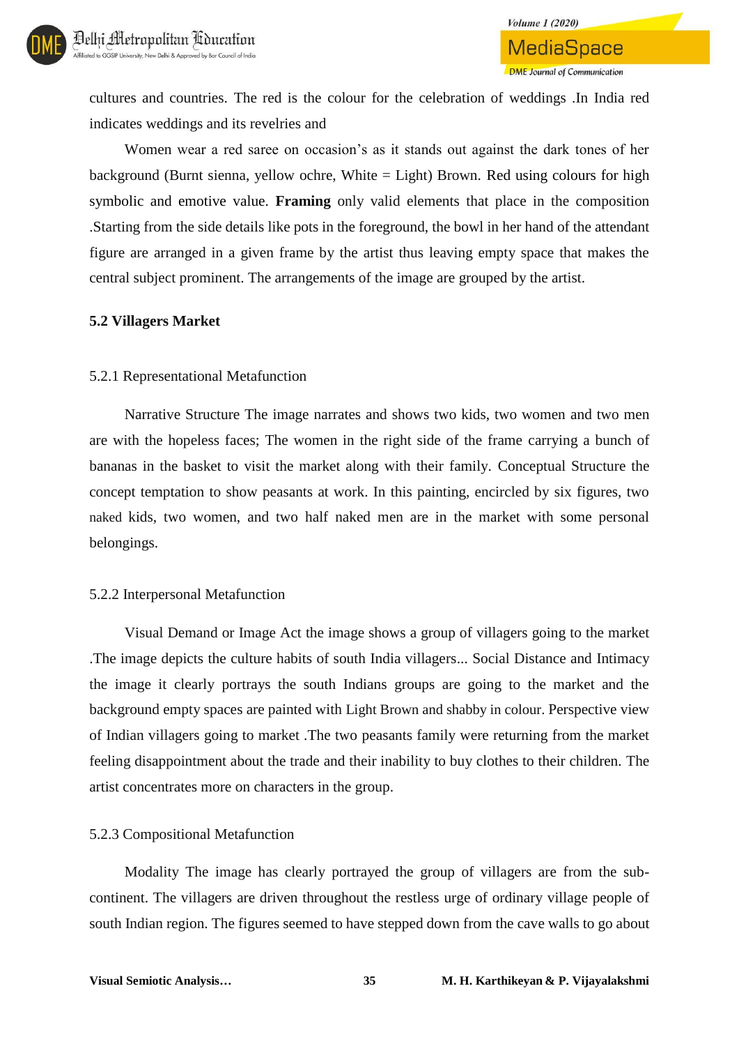cultures and countries. The red is the colour for the celebration of weddings .In India red indicates weddings and its revelries and

Women wear a red saree on occasion's as it stands out against the dark tones of her background (Burnt sienna, yellow ochre, White = Light) Brown. Red using colours for high symbolic and emotive value. **Framing** only valid elements that place in the composition .Starting from the side details like pots in the foreground, the bowl in her hand of the attendant figure are arranged in a given frame by the artist thus leaving empty space that makes the central subject prominent. The arrangements of the image are grouped by the artist.

### 5.2 Villagers Market

#### 5.2.1 Representational Metafunction

Narrative Structure The image narrates and shows two kids, two women and two men are with the hopeless faces; The women in the right side of the frame carrying a bunch of bananas in the basket to visit the market along with their family. Conceptual Structure the concept temptation to show peasants at work. In this painting, encircled by six figures, two naked kids, two women, and two half naked men are in the market with some personal belongings.

#### 5.2.2 Interpersonal Metafunction

Visual Demand or Image Act the image shows a group of villagers going to the market .The image depicts the culture habits of south India villagers... Social Distance and Intimacy the image it clearly portrays the south Indians groups are going to the market and the background empty spaces are painted with Light Brown and shabby in colour. Perspective view of Indian villagers going to market .The two peasants family were returning from the market feeling disappointment about the trade and their inability to buy clothes to their children. The artist concentrates more on characters in the group.

#### 5.2.3 Compositional Metafunction

Modality The image has clearly portrayed the group of villagers are from the sub-continent. The villagers are driven throughout the restless urge of ordinary village people of south Indian region. The figures seemed to have stepped down from the cave walls to go about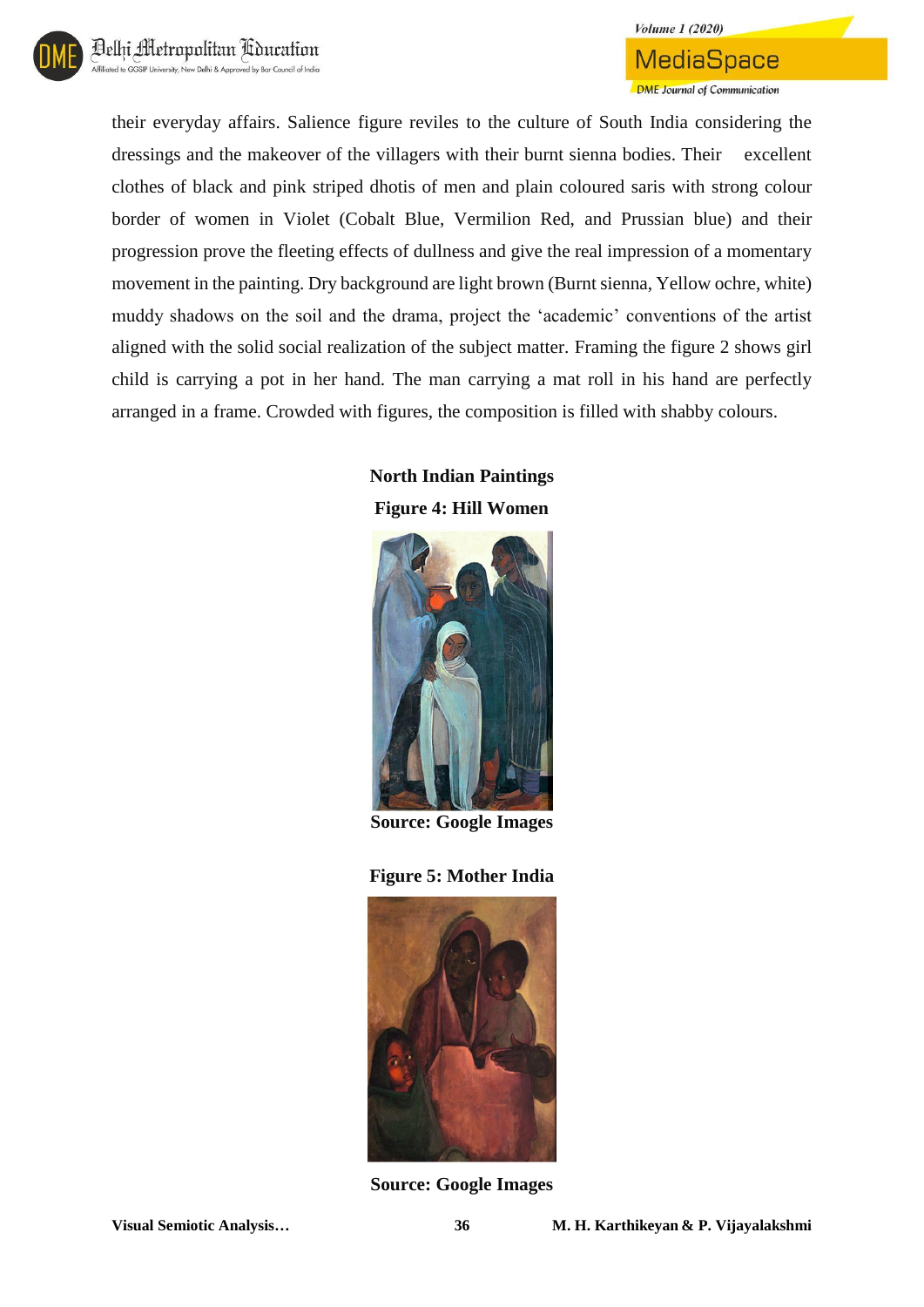their everyday affairs. Salience figure reviles to the culture of South India considering the dressings and the makeover of the villagers with their burnt sienna bodies. Their excellent clothes of black and pink striped dhotis of men and plain coloured saris with strong colour border of women in Violet (Cobalt Blue, Vermilion Red, and Prussian blue) and their progression prove the fleeting effects of dullness and give the real impression of a momentary movement in the painting. Dry background are light brown (Burnt sienna, Yellow ochre, white) muddy shadows on the soil and the drama, project the 'academic' conventions of the artist aligned with the solid social realization of the subject matter. Framing the figure 2 shows girl child is carrying a pot in her hand. The man carrying a mat roll in his hand are perfectly arranged in a frame. Crowded with figures, the composition is filled with shabby colours.

**North Indian Paintings**

**Figure 4: Hill Women**

**Source: Google Images**

**Figure 5: Mother India**

**Source: Google Images**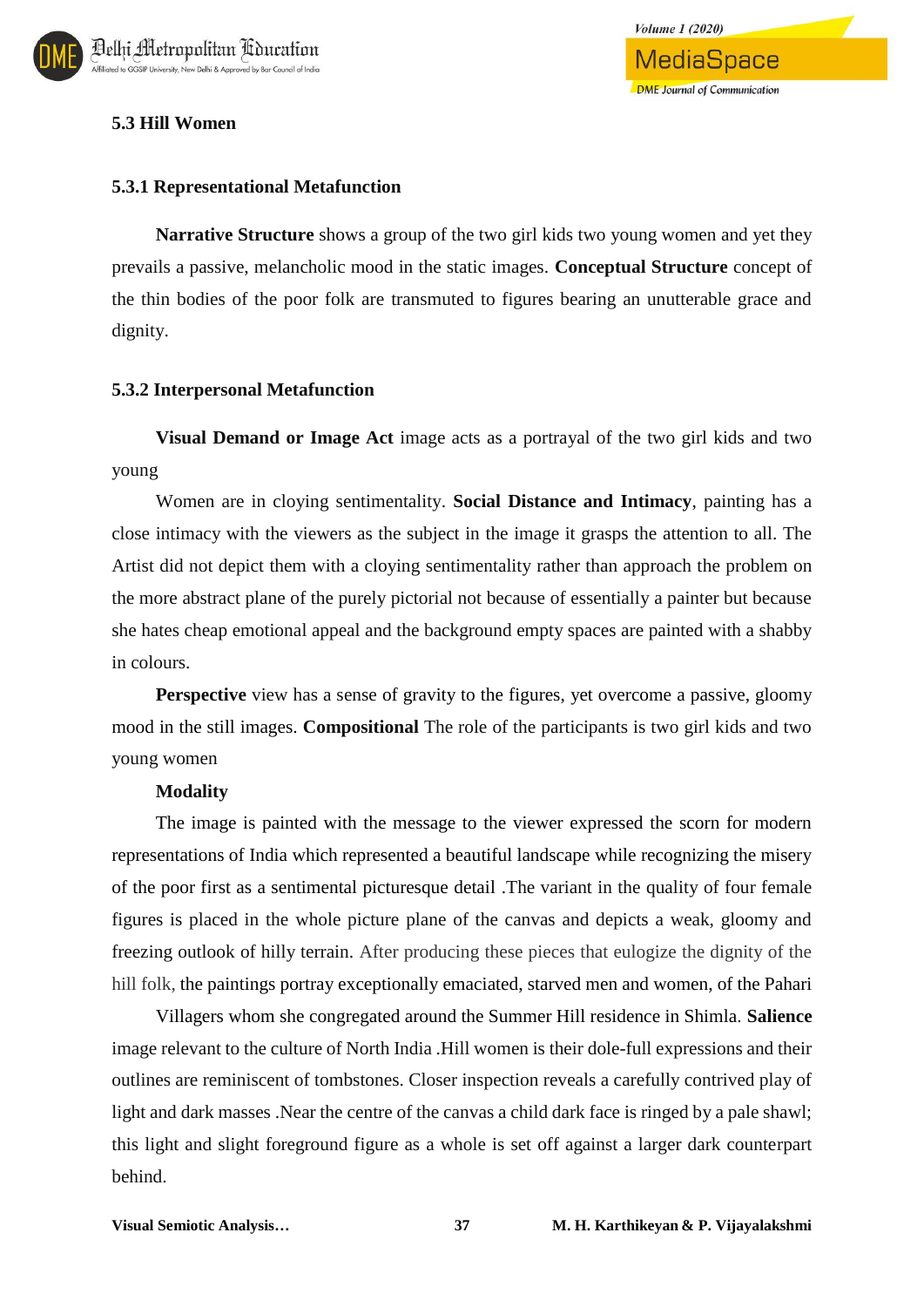### 5.3 Hill Women

#### 5.3.1 Representational Metafunction

**Narrative Structure** shows a group of the two girl kids two young women and yet they prevails a passive, melancholic mood in the static images. **Conceptual Structure** concept of the thin bodies of the poor folk are transmuted to figures bearing an unutterable grace and dignity.

#### 5.3.2 Interpersonal Metafunction

**Visual Demand or Image Act** image acts as a portrayal of the two girl kids and two young

Women are in cloying sentimentality. **Social Distance and Intimacy**, painting has a close intimacy with the viewers as the subject in the image it grasps the attention to all. The Artist did not depict them with a cloying sentimentality rather than approach the problem on the more abstract plane of the purely pictorial not because of essentially a painter but because she hates cheap emotional appeal and the background empty spaces are painted with a shabby in colours.

**Perspective** view has a sense of gravity to the figures, yet overcome a passive, gloomy mood in the still images. **Compositional** The role of the participants is two girl kids and two young women

**Modality**

The image is painted with the message to the viewer expressed the scorn for modern representations of India which represented a beautiful landscape while recognizing the misery of the poor first as a sentimental picturesque detail .The variant in the quality of four female figures is placed in the whole picture plane of the canvas and depicts a weak, gloomy and freezing outlook of hilly terrain. After producing these pieces that eulogize the dignity of the hill folk, the paintings portray exceptionally emaciated, starved men and women, of the Pahari

Villagers whom she congregated around the Summer Hill residence in Shimla. **Salience** image relevant to the culture of North India .Hill women is their dole-full expressions and their outlines are reminiscent of tombstones. Closer inspection reveals a carefully contrived play of light and dark masses .Near the centre of the canvas a child dark face is ringed by a pale shawl; this light and slight foreground figure as a whole is set off against a larger dark counterpart behind.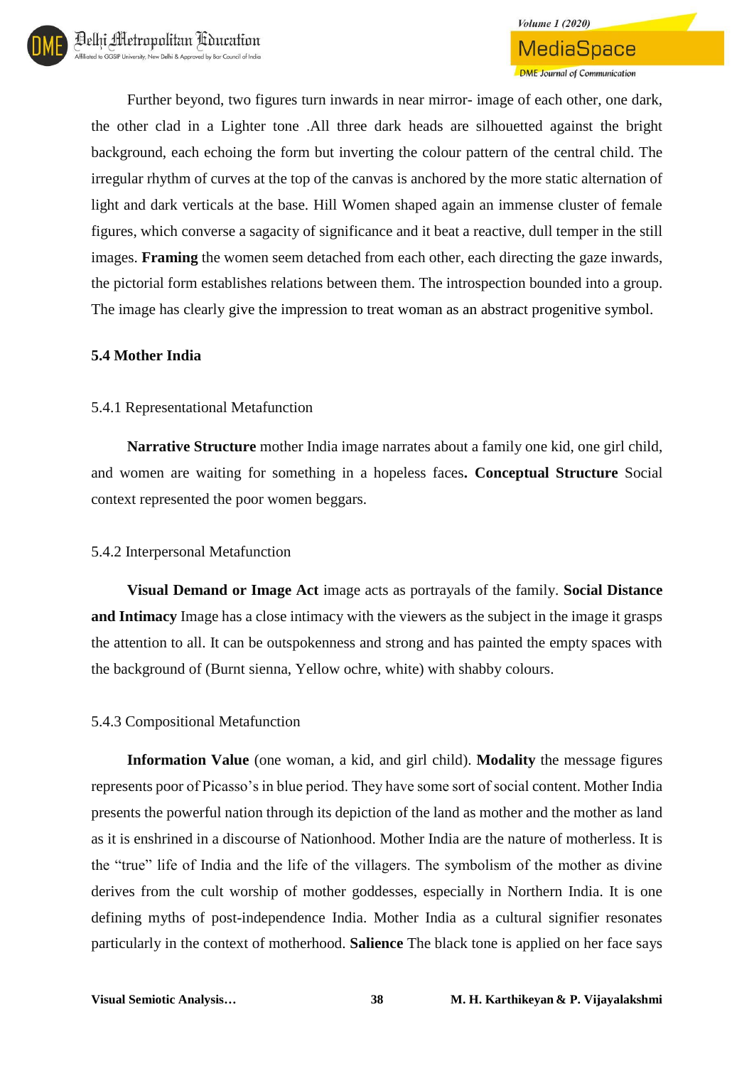Further beyond, two figures turn inwards in near mirror- image of each other, one dark, the other clad in a Lighter tone .All three dark heads are silhouetted against the bright background, each echoing the form but inverting the colour pattern of the central child. The irregular rhythm of curves at the top of the canvas is anchored by the more static alternation of light and dark verticals at the base. Hill Women shaped again an immense cluster of female figures, which converse a sagacity of significance and it beat a reactive, dull temper in the still images. **Framing** the women seem detached from each other, each directing the gaze inwards, the pictorial form establishes relations between them. The introspection bounded into a group. The image has clearly give the impression to treat woman as an abstract progenitive symbol.

### 5.4 Mother India

#### 5.4.1 Representational Metafunction

**Narrative Structure** mother India image narrates about a family one kid, one girl child, and women are waiting for something in a hopeless faces**. Conceptual Structure** Social context represented the poor women beggars.

#### 5.4.2 Interpersonal Metafunction

**Visual Demand or Image Act** image acts as portrayals of the family. **Social Distance and Intimacy** Image has a close intimacy with the viewers as the subject in the image it grasps the attention to all. It can be outspokenness and strong and has painted the empty spaces with the background of (Burnt sienna, Yellow ochre, white) with shabby colours.

#### 5.4.3 Compositional Metafunction

**Information Value** (one woman, a kid, and girl child). **Modality** the message figures represents poor of Picasso's in blue period. They have some sort of social content. Mother India presents the powerful nation through its depiction of the land as mother and the mother as land as it is enshrined in a discourse of Nationhood. Mother India are the nature of motherless. It is the "true" life of India and the life of the villagers. The symbolism of the mother as divine derives from the cult worship of mother goddesses, especially in Northern India. It is one defining myths of post-independence India. Mother India as a cultural signifier resonates particularly in the context of motherhood. **Salience** The black tone is applied on her face says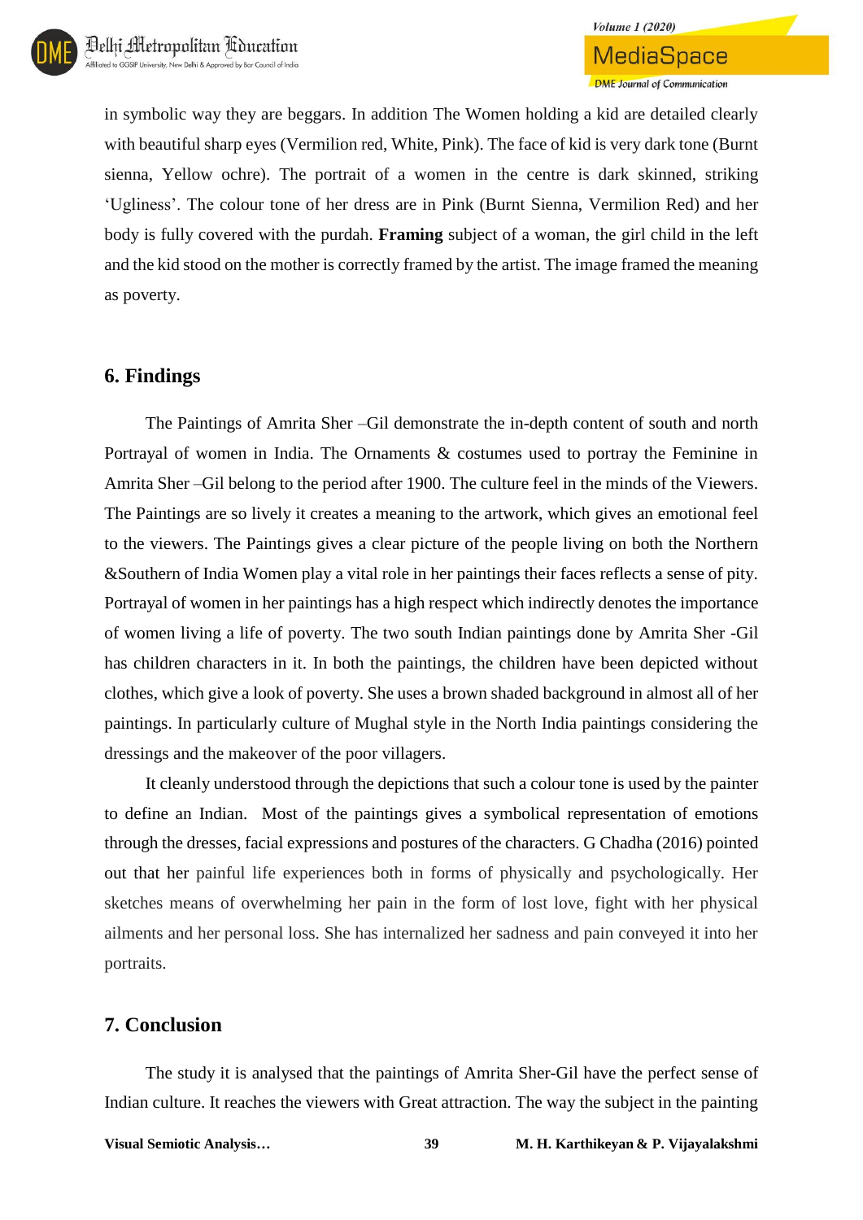in symbolic way they are beggars. In addition The Women holding a kid are detailed clearly with beautiful sharp eyes (Vermilion red, White, Pink). The face of kid is very dark tone (Burnt sienna, Yellow ochre). The portrait of a women in the centre is dark skinned, striking 'Ugliness'. The colour tone of her dress are in Pink (Burnt Sienna, Vermilion Red) and her body is fully covered with the purdah. **Framing** subject of a woman, the girl child in the left and the kid stood on the mother is correctly framed by the artist. The image framed the meaning as poverty.

## 6. Findings

The Paintings of Amrita Sher –Gil demonstrate the in-depth content of south and north Portrayal of women in India. The Ornaments & costumes used to portray the Feminine in Amrita Sher –Gil belong to the period after 1900. The culture feel in the minds of the Viewers. The Paintings are so lively it creates a meaning to the artwork, which gives an emotional feel to the viewers. The Paintings gives a clear picture of the people living on both the Northern &Southern of India Women play a vital role in her paintings their faces reflects a sense of pity. Portrayal of women in her paintings has a high respect which indirectly denotes the importance of women living a life of poverty. The two south Indian paintings done by Amrita Sher -Gil has children characters in it. In both the paintings, the children have been depicted without clothes, which give a look of poverty. She uses a brown shaded background in almost all of her paintings. In particularly culture of Mughal style in the North India paintings considering the dressings and the makeover of the poor villagers.

It cleanly understood through the depictions that such a colour tone is used by the painter to define an Indian. Most of the paintings gives a symbolical representation of emotions through the dresses, facial expressions and postures of the characters. G Chadha (2016) pointed out that her painful life experiences both in forms of physically and psychologically. Her sketches means of overwhelming her pain in the form of lost love, fight with her physical ailments and her personal loss. She has internalized her sadness and pain conveyed it into her portraits.

## 7. Conclusion

The study it is analysed that the paintings of Amrita Sher-Gil have the perfect sense of Indian culture. It reaches the viewers with Great attraction. The way the subject in the painting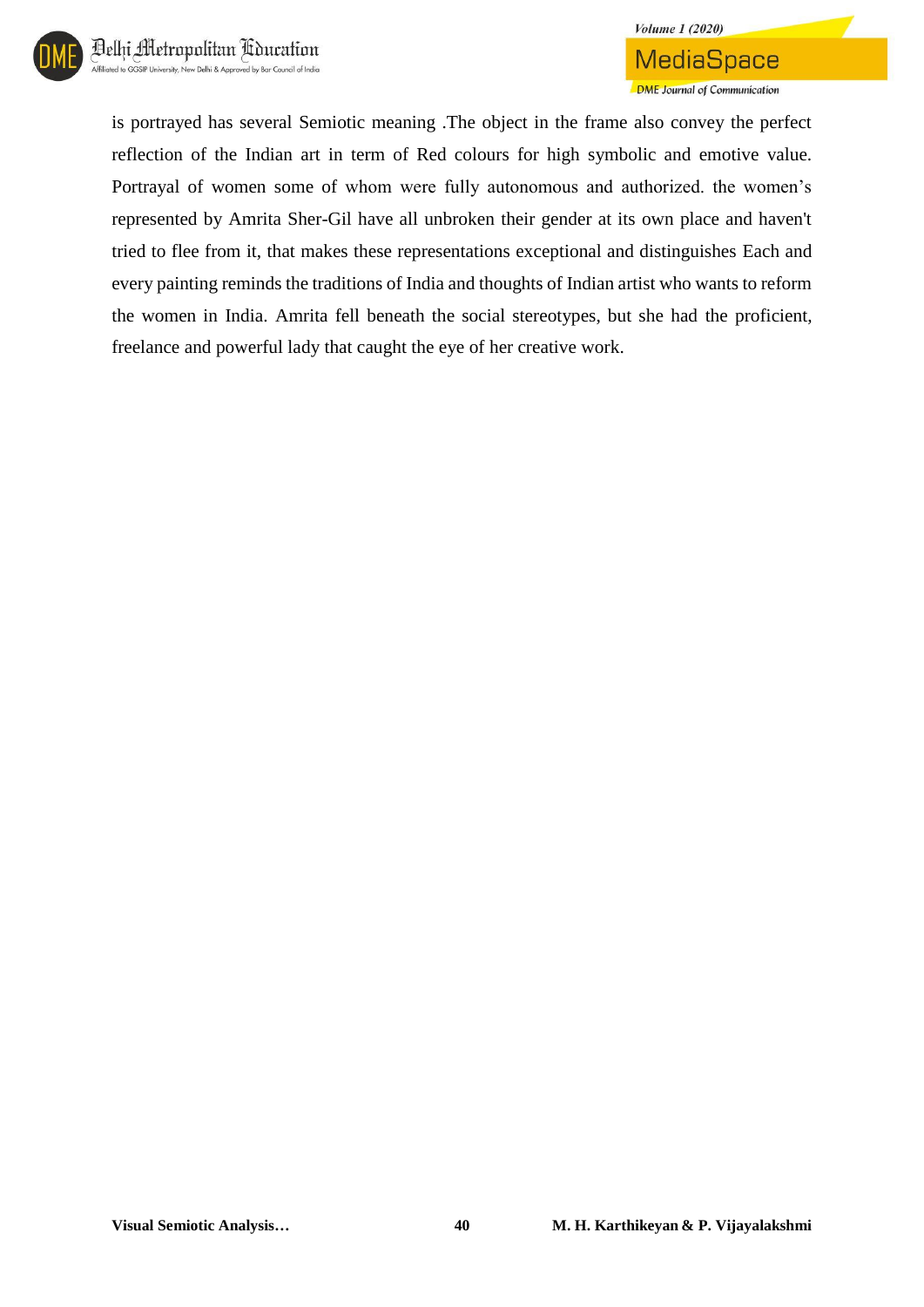is portrayed has several Semiotic meaning .The object in the frame also convey the perfect reflection of the Indian art in term of Red colours for high symbolic and emotive value. Portrayal of women some of whom were fully autonomous and authorized. the women’s represented by Amrita Sher-Gil have all unbroken their gender at its own place and haven't tried to flee from it, that makes these representations exceptional and distinguishes Each and every painting reminds the traditions of India and thoughts of Indian artist who wants to reform the women in India. Amrita fell beneath the social stereotypes, but she had the proficient, freelance and powerful lady that caught the eye of her creative work.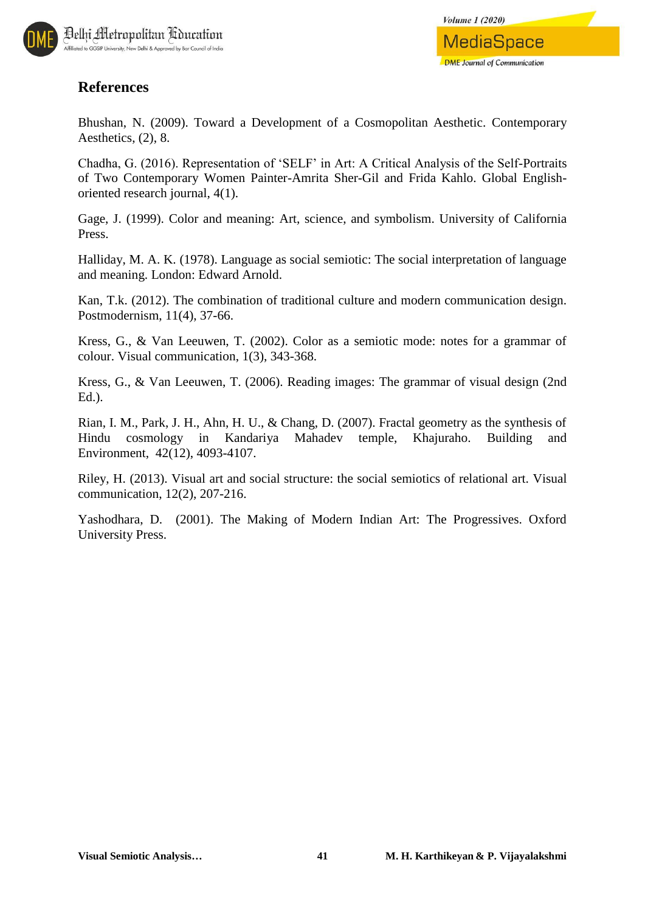## References

Bhushan, N. (2009). Toward a Development of a Cosmopolitan Aesthetic. Contemporary Aesthetics, (2), 8.

Chadha, G. (2016). Representation of 'SELF' in Art: A Critical Analysis of the Self-Portraits of Two Contemporary Women Painter-Amrita Sher-Gil and Frida Kahlo. Global English-oriented research journal, 4(1).

Gage, J. (1999). Color and meaning: Art, science, and symbolism. University of California Press.

Halliday, M. A. K. (1978). Language as social semiotic: The social interpretation of language and meaning. London: Edward Arnold.

Kan, T.k. (2012). The combination of traditional culture and modern communication design. Postmodernism, 11(4), 37-66.

Kress, G., & Van Leeuwen, T. (2002). Color as a semiotic mode: notes for a grammar of colour. Visual communication, 1(3), 343-368.

Kress, G., & Van Leeuwen, T. (2006). Reading images: The grammar of visual design (2nd Ed.).

Rian, I. M., Park, J. H., Ahn, H. U., & Chang, D. (2007). Fractal geometry as the synthesis of Hindu cosmology in Kandariya Mahadev temple, Khajuraho. Building and Environment, 42(12), 4093-4107.

Riley, H. (2013). Visual art and social structure: the social semiotics of relational art. Visual communication, 12(2), 207-216.

Yashodhara, D. (2001). The Making of Modern Indian Art: The Progressives. Oxford University Press.